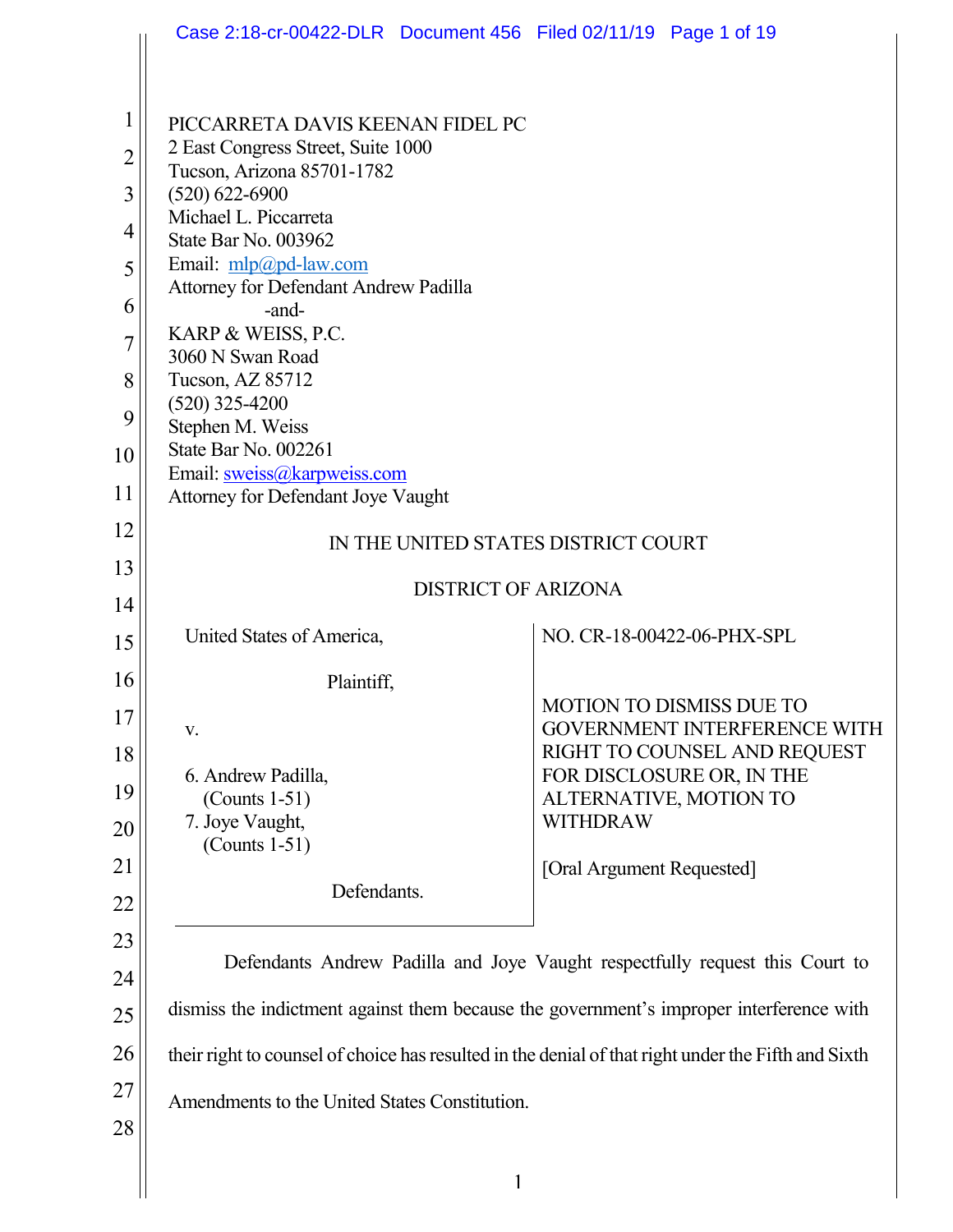PICCARRETA DAVIS KEENAN FIDEL PC
2 East Congress Street, Suite 1000
Tucson, Arizona 85701-1782
(520) 622-6900
Michael L. Piccarreta
State Bar No. 003962
Email: mlp@pd-law.com
Attorney for Defendant Andrew Padilla

-and-

KARP & WEISS, P.C.
3060 N Swan Road
Tucson, AZ 85712
(520) 325-4200
Stephen M. Weiss
State Bar No. 002261
Email: sweiss@karpweiss.com
Attorney for Defendant Joye Vaught

IN THE UNITED STATES DISTRICT COURT

DISTRICT OF ARIZONA

United States of America,

Plaintiff,

v.

6. Andrew Padilla,
(Counts 1-51)
7. Joye Vaught,
(Counts 1-51)

Defendants.

NO. CR-18-00422-06-PHX-SPL

MOTION TO DISMISS DUE TO GOVERNMENT INTERFERENCE WITH RIGHT TO COUNSEL AND REQUEST FOR DISCLOSURE OR, IN THE ALTERNATIVE, MOTION TO WITHDRAW

[Oral Argument Requested]

Defendants Andrew Padilla and Joye Vaught respectfully request this Court to dismiss the indictment against them because the government's improper interference with their right to counsel of choice has resulted in the denial of that right under the Fifth and Sixth Amendments to the United States Constitution.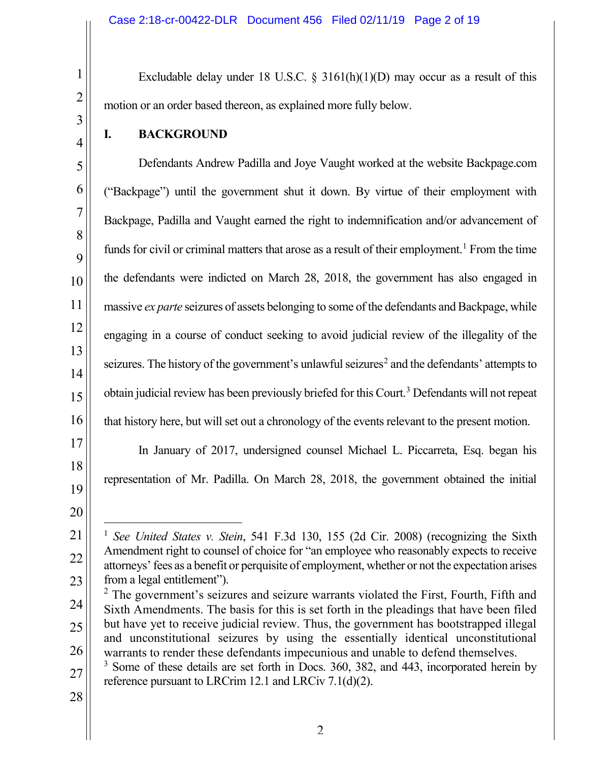Excludable delay under 18 U.S.C. § 3161(h)(1)(D) may occur as a result of this motion or an order based thereon, as explained more fully below.

## I. BACKGROUND

Defendants Andrew Padilla and Joye Vaught worked at the website Backpage.com ("Backpage") until the government shut it down. By virtue of their employment with Backpage, Padilla and Vaught earned the right to indemnification and/or advancement of funds for civil or criminal matters that arose as a result of their employment.[1] From the time the defendants were indicted on March 28, 2018, the government has also engaged in massive *ex parte* seizures of assets belonging to some of the defendants and Backpage, while engaging in a course of conduct seeking to avoid judicial review of the illegality of the seizures. The history of the government's unlawful seizures[2] and the defendants' attempts to obtain judicial review has been previously briefed for this Court.[3] Defendants will not repeat that history here, but will set out a chronology of the events relevant to the present motion.

In January of 2017, undersigned counsel Michael L. Piccarreta, Esq. began his representation of Mr. Padilla. On March 28, 2018, the government obtained the initial

---

[1] *See United States v. Stein*, 541 F.3d 130, 155 (2d Cir. 2008) (recognizing the Sixth Amendment right to counsel of choice for "an employee who reasonably expects to receive attorneys' fees as a benefit or perquisite of employment, whether or not the expectation arises from a legal entitlement").

[2] The government's seizures and seizure warrants violated the First, Fourth, Fifth and Sixth Amendments. The basis for this is set forth in the pleadings that have been filed but have yet to receive judicial review. Thus, the government has bootstrapped illegal and unconstitutional seizures by using the essentially identical unconstitutional warrants to render these defendants impecunious and unable to defend themselves.

[3] Some of these details are set forth in Docs. 360, 382, and 443, incorporated herein by reference pursuant to LRCrim 12.1 and LRCiv 7.1(d)(2).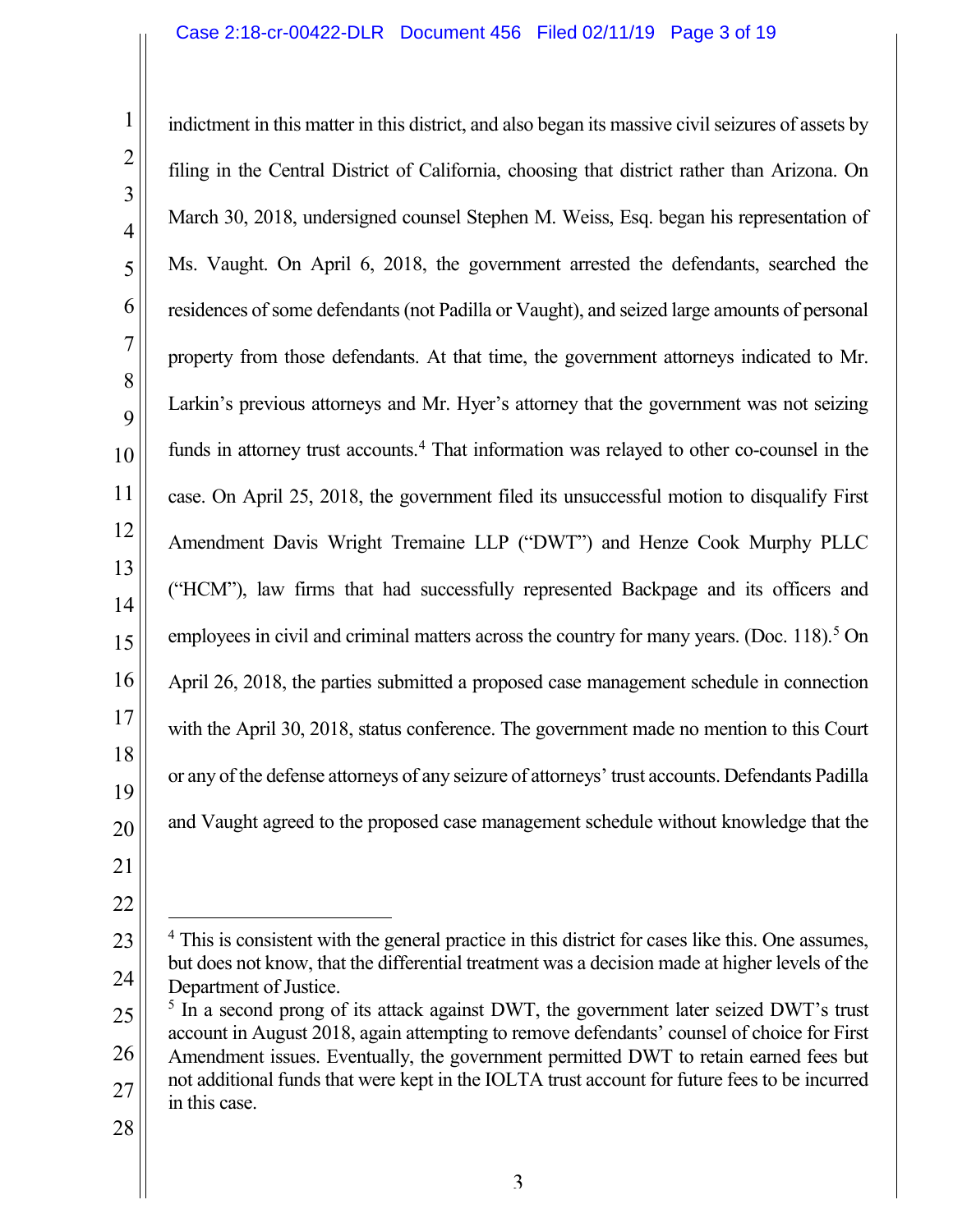indictment in this matter in this district, and also began its massive civil seizures of assets by filing in the Central District of California, choosing that district rather than Arizona. On March 30, 2018, undersigned counsel Stephen M. Weiss, Esq. began his representation of Ms. Vaught. On April 6, 2018, the government arrested the defendants, searched the residences of some defendants (not Padilla or Vaught), and seized large amounts of personal property from those defendants. At that time, the government attorneys indicated to Mr. Larkin's previous attorneys and Mr. Hyer's attorney that the government was not seizing funds in attorney trust accounts.[4] That information was relayed to other co-counsel in the case. On April 25, 2018, the government filed its unsuccessful motion to disqualify First Amendment Davis Wright Tremaine LLP ("DWT") and Henze Cook Murphy PLLC ("HCM"), law firms that had successfully represented Backpage and its officers and employees in civil and criminal matters across the country for many years. (Doc. 118).[5] On April 26, 2018, the parties submitted a proposed case management schedule in connection with the April 30, 2018, status conference. The government made no mention to this Court or any of the defense attorneys of any seizure of attorneys' trust accounts. Defendants Padilla and Vaught agreed to the proposed case management schedule without knowledge that the

---

[4] This is consistent with the general practice in this district for cases like this. One assumes, but does not know, that the differential treatment was a decision made at higher levels of the Department of Justice.

[5] In a second prong of its attack against DWT, the government later seized DWT's trust account in August 2018, again attempting to remove defendants' counsel of choice for First Amendment issues. Eventually, the government permitted DWT to retain earned fees but not additional funds that were kept in the IOLTA trust account for future fees to be incurred in this case.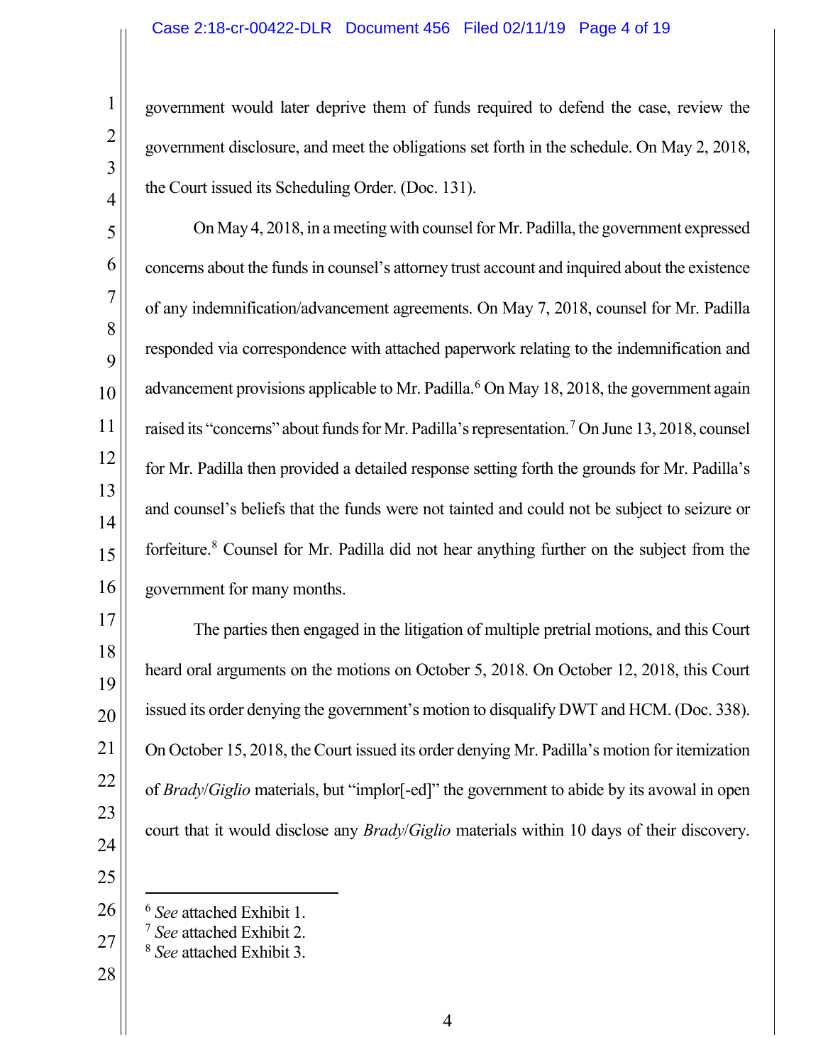government would later deprive them of funds required to defend the case, review the government disclosure, and meet the obligations set forth in the schedule. On May 2, 2018, the Court issued its Scheduling Order. (Doc. 131).

On May 4, 2018, in a meeting with counsel for Mr. Padilla, the government expressed concerns about the funds in counsel's attorney trust account and inquired about the existence of any indemnification/advancement agreements. On May 7, 2018, counsel for Mr. Padilla responded via correspondence with attached paperwork relating to the indemnification and advancement provisions applicable to Mr. Padilla.[6] On May 18, 2018, the government again raised its "concerns" about funds for Mr. Padilla's representation.[7] On June 13, 2018, counsel for Mr. Padilla then provided a detailed response setting forth the grounds for Mr. Padilla's and counsel's beliefs that the funds were not tainted and could not be subject to seizure or forfeiture.[8] Counsel for Mr. Padilla did not hear anything further on the subject from the government for many months.

The parties then engaged in the litigation of multiple pretrial motions, and this Court heard oral arguments on the motions on October 5, 2018. On October 12, 2018, this Court issued its order denying the government's motion to disqualify DWT and HCM. (Doc. 338). On October 15, 2018, the Court issued its order denying Mr. Padilla's motion for itemization of *Brady*/*Giglio* materials, but "implor[-ed]" the government to abide by its avowal in open court that it would disclose any *Brady*/*Giglio* materials within 10 days of their discovery.

---

[6] *See* attached Exhibit 1.
[7] *See* attached Exhibit 2.
[8] *See* attached Exhibit 3.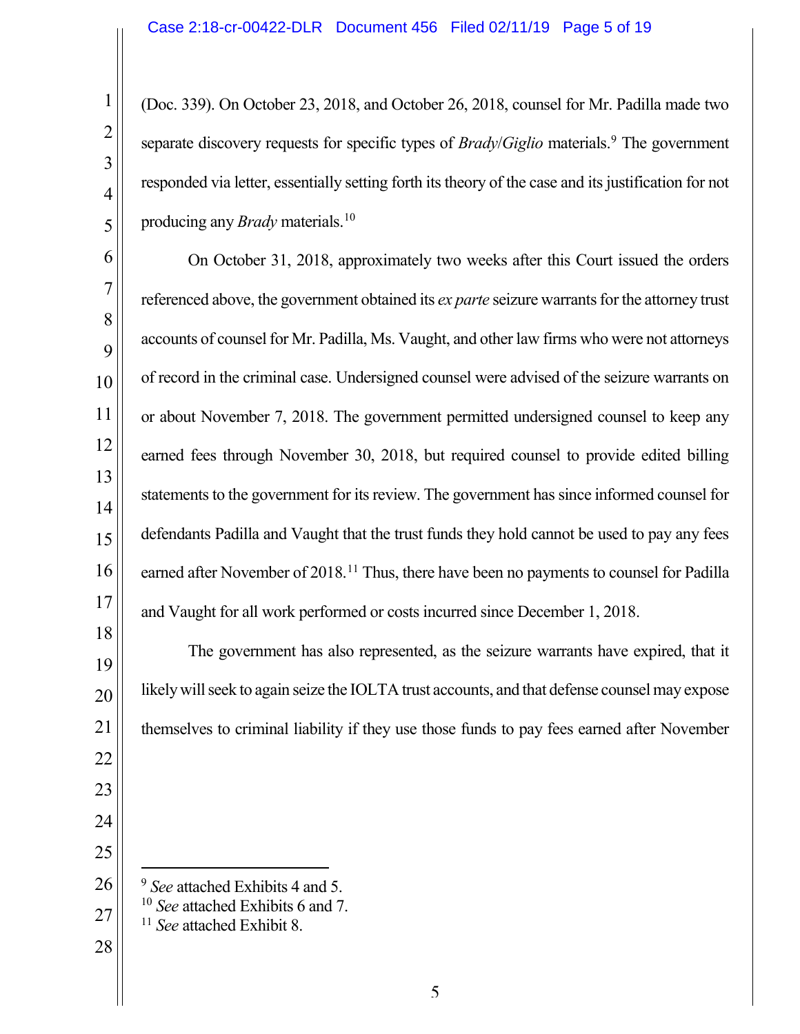(Doc. 339). On October 23, 2018, and October 26, 2018, counsel for Mr. Padilla made two separate discovery requests for specific types of *Brady*/*Giglio* materials.[9] The government responded via letter, essentially setting forth its theory of the case and its justification for not producing any *Brady* materials.[10]

On October 31, 2018, approximately two weeks after this Court issued the orders referenced above, the government obtained its *ex parte* seizure warrants for the attorney trust accounts of counsel for Mr. Padilla, Ms. Vaught, and other law firms who were not attorneys of record in the criminal case. Undersigned counsel were advised of the seizure warrants on or about November 7, 2018. The government permitted undersigned counsel to keep any earned fees through November 30, 2018, but required counsel to provide edited billing statements to the government for its review. The government has since informed counsel for defendants Padilla and Vaught that the trust funds they hold cannot be used to pay any fees earned after November of 2018.[11] Thus, there have been no payments to counsel for Padilla and Vaught for all work performed or costs incurred since December 1, 2018.

The government has also represented, as the seizure warrants have expired, that it likely will seek to again seize the IOLTA trust accounts, and that defense counsel may expose themselves to criminal liability if they use those funds to pay fees earned after November

---

[9] *See* attached Exhibits 4 and 5.

[10] *See* attached Exhibits 6 and 7.

[11] *See* attached Exhibit 8.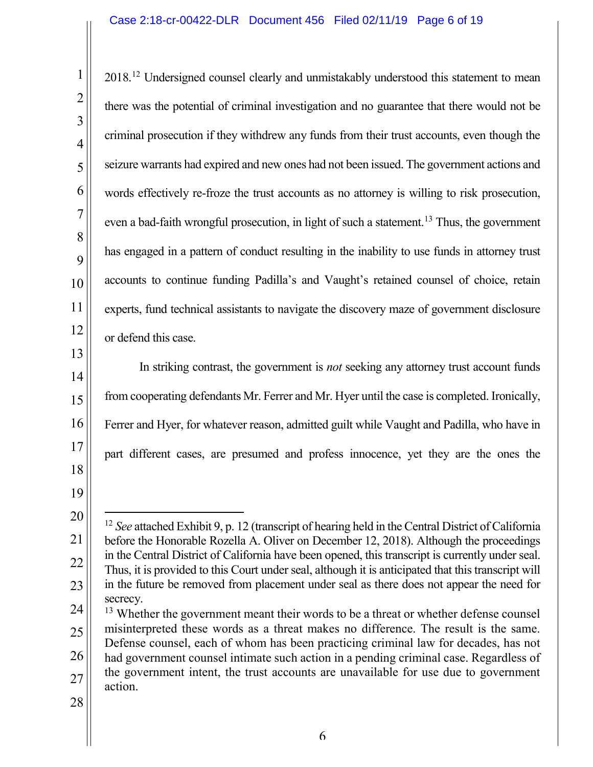2018.[12] Undersigned counsel clearly and unmistakably understood this statement to mean there was the potential of criminal investigation and no guarantee that there would not be criminal prosecution if they withdrew any funds from their trust accounts, even though the seizure warrants had expired and new ones had not been issued. The government actions and words effectively re-froze the trust accounts as no attorney is willing to risk prosecution, even a bad-faith wrongful prosecution, in light of such a statement.[13] Thus, the government has engaged in a pattern of conduct resulting in the inability to use funds in attorney trust accounts to continue funding Padilla's and Vaught's retained counsel of choice, retain experts, fund technical assistants to navigate the discovery maze of government disclosure or defend this case.

In striking contrast, the government is *not* seeking any attorney trust account funds from cooperating defendants Mr. Ferrer and Mr. Hyer until the case is completed. Ironically, Ferrer and Hyer, for whatever reason, admitted guilt while Vaught and Padilla, who have in part different cases, are presumed and profess innocence, yet they are the ones the

---

[12] *See* attached Exhibit 9, p. 12 (transcript of hearing held in the Central District of California before the Honorable Rozella A. Oliver on December 12, 2018). Although the proceedings in the Central District of California have been opened, this transcript is currently under seal. Thus, it is provided to this Court under seal, although it is anticipated that this transcript will in the future be removed from placement under seal as there does not appear the need for secrecy.

[13] Whether the government meant their words to be a threat or whether defense counsel misinterpreted these words as a threat makes no difference. The result is the same. Defense counsel, each of whom has been practicing criminal law for decades, has not had government counsel intimate such action in a pending criminal case. Regardless of the government intent, the trust accounts are unavailable for use due to government action.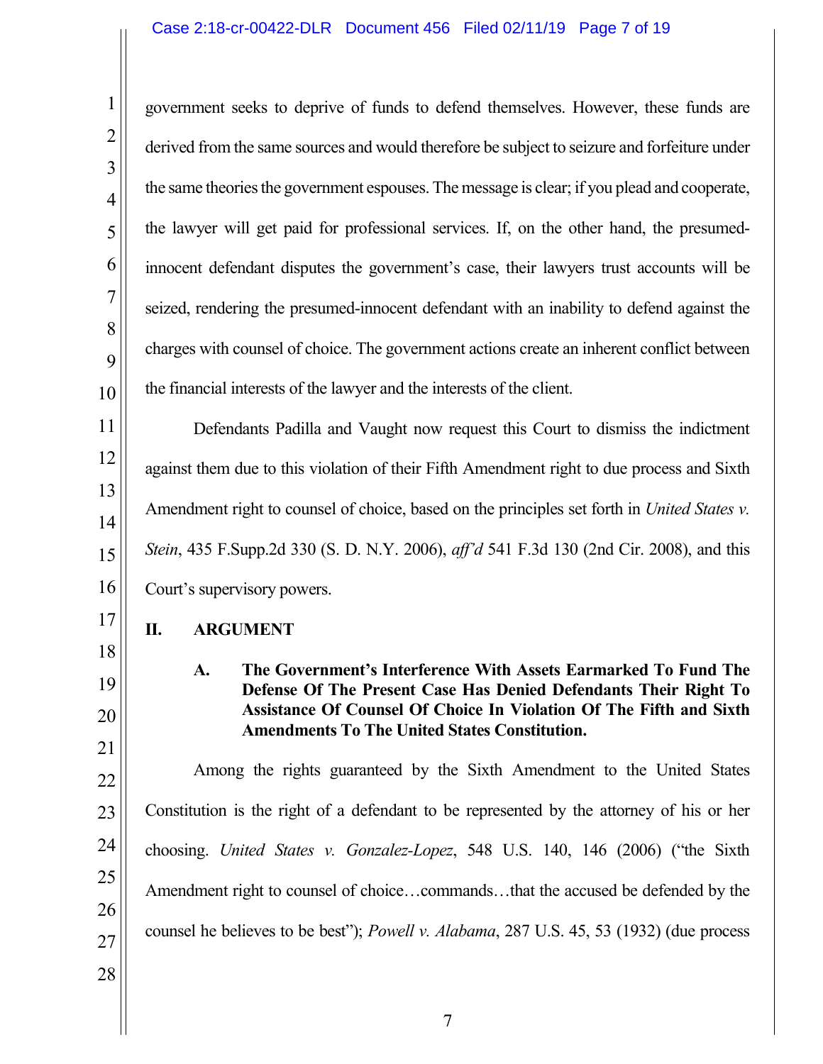government seeks to deprive of funds to defend themselves. However, these funds are derived from the same sources and would therefore be subject to seizure and forfeiture under the same theories the government espouses. The message is clear; if you plead and cooperate, the lawyer will get paid for professional services. If, on the other hand, the presumed-innocent defendant disputes the government's case, their lawyers trust accounts will be seized, rendering the presumed-innocent defendant with an inability to defend against the charges with counsel of choice. The government actions create an inherent conflict between the financial interests of the lawyer and the interests of the client.

Defendants Padilla and Vaught now request this Court to dismiss the indictment against them due to this violation of their Fifth Amendment right to due process and Sixth Amendment right to counsel of choice, based on the principles set forth in *United States v. Stein*, 435 F.Supp.2d 330 (S. D. N.Y. 2006), *aff'd* 541 F.3d 130 (2nd Cir. 2008), and this Court's supervisory powers.

## II. ARGUMENT

### A. The Government's Interference With Assets Earmarked To Fund The Defense Of The Present Case Has Denied Defendants Their Right To Assistance Of Counsel Of Choice In Violation Of The Fifth and Sixth Amendments To The United States Constitution.

Among the rights guaranteed by the Sixth Amendment to the United States Constitution is the right of a defendant to be represented by the attorney of his or her choosing. *United States v. Gonzalez-Lopez*, 548 U.S. 140, 146 (2006) ("the Sixth Amendment right to counsel of choice…commands…that the accused be defended by the counsel he believes to be best"); *Powell v. Alabama*, 287 U.S. 45, 53 (1932) (due process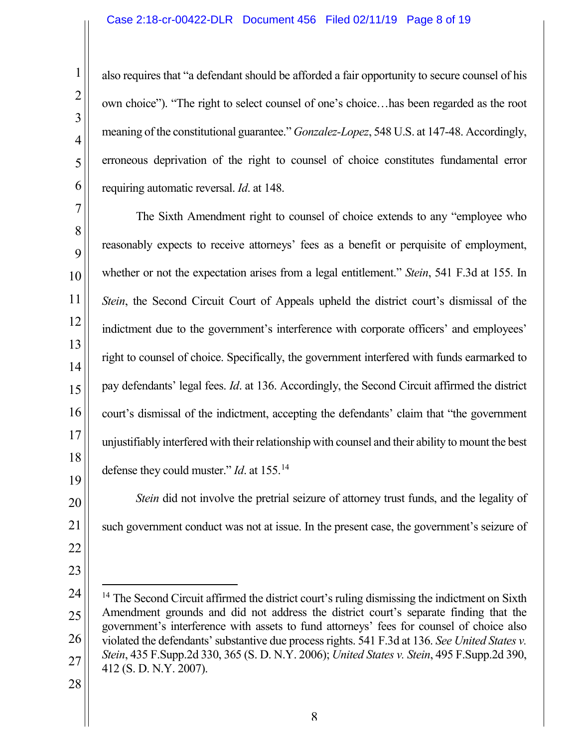also requires that "a defendant should be afforded a fair opportunity to secure counsel of his own choice"). "The right to select counsel of one's choice…has been regarded as the root meaning of the constitutional guarantee." *Gonzalez-Lopez*, 548 U.S. at 147-48. Accordingly, erroneous deprivation of the right to counsel of choice constitutes fundamental error requiring automatic reversal. *Id*. at 148.

The Sixth Amendment right to counsel of choice extends to any "employee who reasonably expects to receive attorneys' fees as a benefit or perquisite of employment, whether or not the expectation arises from a legal entitlement." *Stein*, 541 F.3d at 155. In *Stein*, the Second Circuit Court of Appeals upheld the district court's dismissal of the indictment due to the government's interference with corporate officers' and employees' right to counsel of choice. Specifically, the government interfered with funds earmarked to pay defendants' legal fees. *Id*. at 136. Accordingly, the Second Circuit affirmed the district court's dismissal of the indictment, accepting the defendants' claim that "the government unjustifiably interfered with their relationship with counsel and their ability to mount the best defense they could muster." *Id*. at 155.[14]

*Stein* did not involve the pretrial seizure of attorney trust funds, and the legality of such government conduct was not at issue. In the present case, the government's seizure of

---

[14] The Second Circuit affirmed the district court's ruling dismissing the indictment on Sixth Amendment grounds and did not address the district court's separate finding that the government's interference with assets to fund attorneys' fees for counsel of choice also violated the defendants' substantive due process rights. 541 F.3d at 136. *See United States v. Stein*, 435 F.Supp.2d 330, 365 (S. D. N.Y. 2006); *United States v. Stein*, 495 F.Supp.2d 390, 412 (S. D. N.Y. 2007).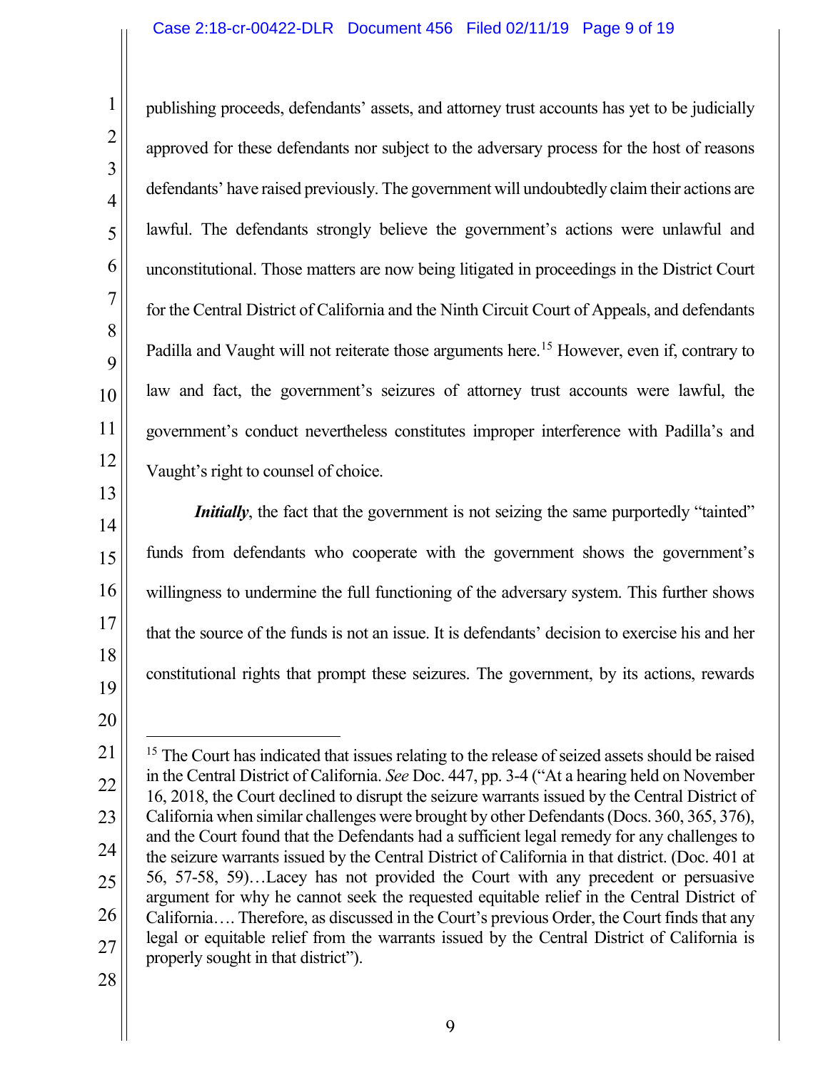publishing proceeds, defendants' assets, and attorney trust accounts has yet to be judicially approved for these defendants nor subject to the adversary process for the host of reasons defendants' have raised previously. The government will undoubtedly claim their actions are lawful. The defendants strongly believe the government's actions were unlawful and unconstitutional. Those matters are now being litigated in proceedings in the District Court for the Central District of California and the Ninth Circuit Court of Appeals, and defendants Padilla and Vaught will not reiterate those arguments here.[15] However, even if, contrary to law and fact, the government's seizures of attorney trust accounts were lawful, the government's conduct nevertheless constitutes improper interference with Padilla's and Vaught's right to counsel of choice.

***Initially***, the fact that the government is not seizing the same purportedly "tainted" funds from defendants who cooperate with the government shows the government's willingness to undermine the full functioning of the adversary system. This further shows that the source of the funds is not an issue. It is defendants' decision to exercise his and her constitutional rights that prompt these seizures. The government, by its actions, rewards

---

[15] The Court has indicated that issues relating to the release of seized assets should be raised in the Central District of California. *See* Doc. 447, pp. 3-4 ("At a hearing held on November 16, 2018, the Court declined to disrupt the seizure warrants issued by the Central District of California when similar challenges were brought by other Defendants (Docs. 360, 365, 376), and the Court found that the Defendants had a sufficient legal remedy for any challenges to the seizure warrants issued by the Central District of California in that district. (Doc. 401 at 56, 57-58, 59)…Lacey has not provided the Court with any precedent or persuasive argument for why he cannot seek the requested equitable relief in the Central District of California…. Therefore, as discussed in the Court's previous Order, the Court finds that any legal or equitable relief from the warrants issued by the Central District of California is properly sought in that district").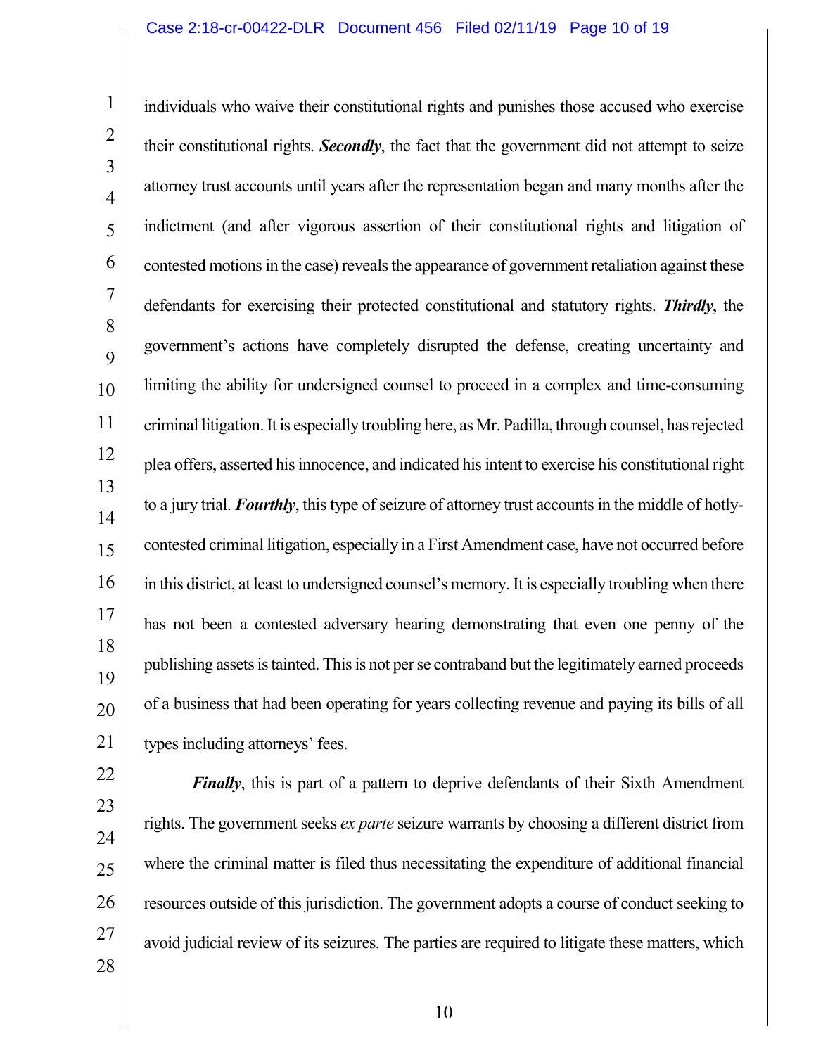individuals who waive their constitutional rights and punishes those accused who exercise their constitutional rights. ***Secondly***, the fact that the government did not attempt to seize attorney trust accounts until years after the representation began and many months after the indictment (and after vigorous assertion of their constitutional rights and litigation of contested motions in the case) reveals the appearance of government retaliation against these defendants for exercising their protected constitutional and statutory rights. ***Thirdly***, the government's actions have completely disrupted the defense, creating uncertainty and limiting the ability for undersigned counsel to proceed in a complex and time-consuming criminal litigation. It is especially troubling here, as Mr. Padilla, through counsel, has rejected plea offers, asserted his innocence, and indicated his intent to exercise his constitutional right to a jury trial. ***Fourthly***, this type of seizure of attorney trust accounts in the middle of hotly-contested criminal litigation, especially in a First Amendment case, have not occurred before in this district, at least to undersigned counsel's memory. It is especially troubling when there has not been a contested adversary hearing demonstrating that even one penny of the publishing assets is tainted. This is not per se contraband but the legitimately earned proceeds of a business that had been operating for years collecting revenue and paying its bills of all types including attorneys' fees.

***Finally***, this is part of a pattern to deprive defendants of their Sixth Amendment rights. The government seeks *ex parte* seizure warrants by choosing a different district from where the criminal matter is filed thus necessitating the expenditure of additional financial resources outside of this jurisdiction. The government adopts a course of conduct seeking to avoid judicial review of its seizures. The parties are required to litigate these matters, which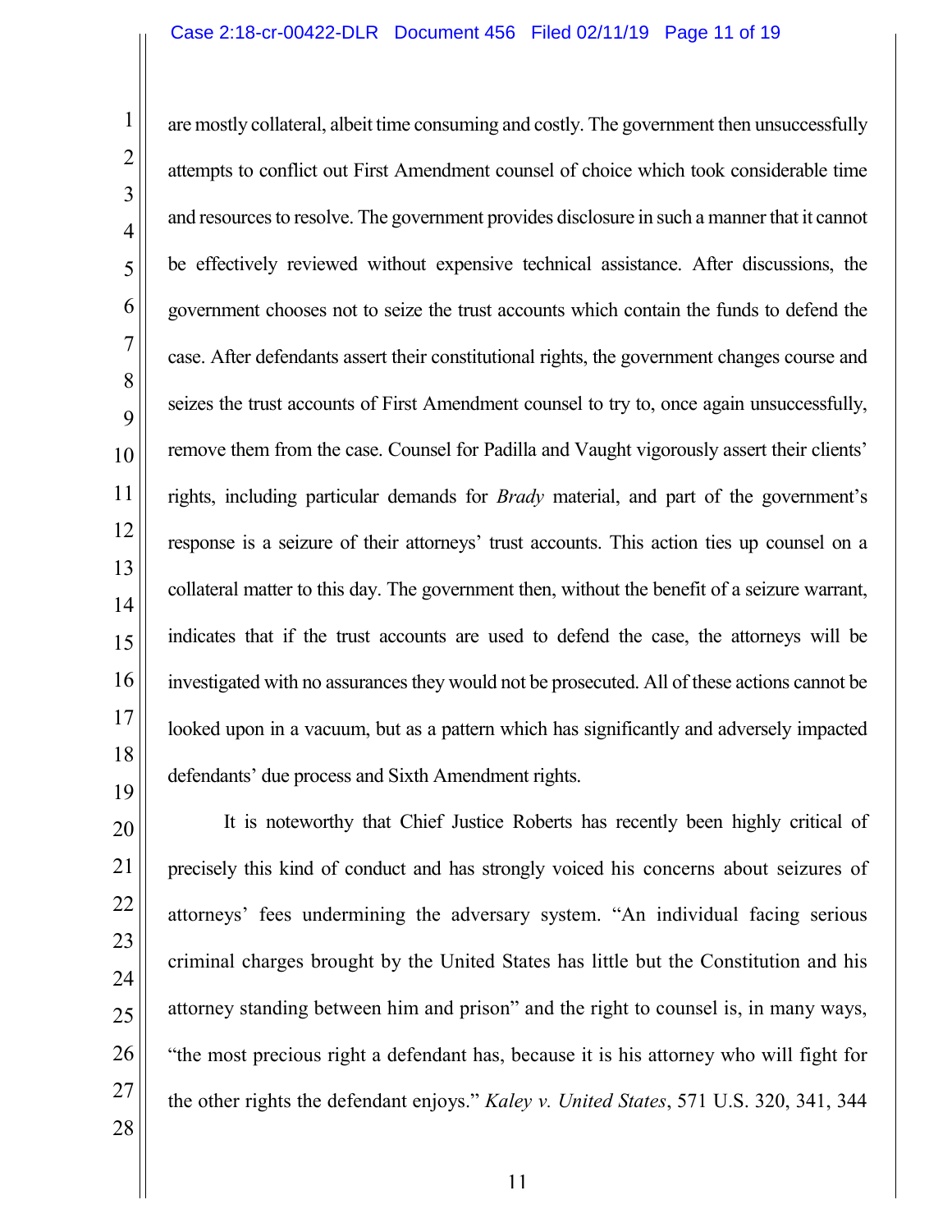are mostly collateral, albeit time consuming and costly. The government then unsuccessfully attempts to conflict out First Amendment counsel of choice which took considerable time and resources to resolve. The government provides disclosure in such a manner that it cannot be effectively reviewed without expensive technical assistance. After discussions, the government chooses not to seize the trust accounts which contain the funds to defend the case. After defendants assert their constitutional rights, the government changes course and seizes the trust accounts of First Amendment counsel to try to, once again unsuccessfully, remove them from the case. Counsel for Padilla and Vaught vigorously assert their clients' rights, including particular demands for *Brady* material, and part of the government's response is a seizure of their attorneys' trust accounts. This action ties up counsel on a collateral matter to this day. The government then, without the benefit of a seizure warrant, indicates that if the trust accounts are used to defend the case, the attorneys will be investigated with no assurances they would not be prosecuted. All of these actions cannot be looked upon in a vacuum, but as a pattern which has significantly and adversely impacted defendants' due process and Sixth Amendment rights.

It is noteworthy that Chief Justice Roberts has recently been highly critical of precisely this kind of conduct and has strongly voiced his concerns about seizures of attorneys' fees undermining the adversary system. "An individual facing serious criminal charges brought by the United States has little but the Constitution and his attorney standing between him and prison" and the right to counsel is, in many ways, "the most precious right a defendant has, because it is his attorney who will fight for the other rights the defendant enjoys." *Kaley v. United States*, 571 U.S. 320, 341, 344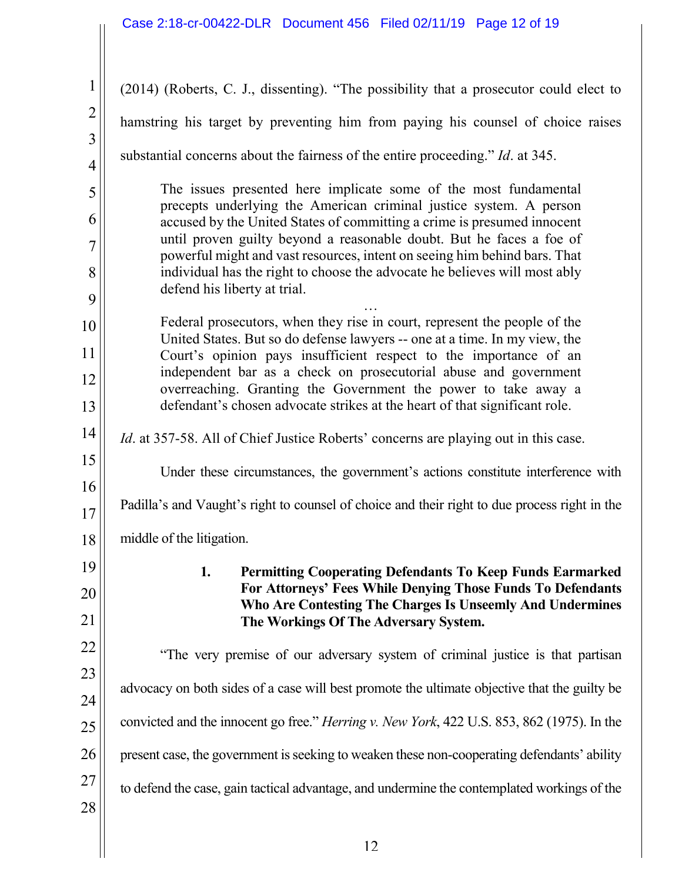(2014) (Roberts, C. J., dissenting). "The possibility that a prosecutor could elect to hamstring his target by preventing him from paying his counsel of choice raises substantial concerns about the fairness of the entire proceeding." *Id*. at 345.

> The issues presented here implicate some of the most fundamental precepts underlying the American criminal justice system. A person accused by the United States of committing a crime is presumed innocent until proven guilty beyond a reasonable doubt. But he faces a foe of powerful might and vast resources, intent on seeing him behind bars. That individual has the right to choose the advocate he believes will most ably defend his liberty at trial.
>
> …
>
> Federal prosecutors, when they rise in court, represent the people of the United States. But so do defense lawyers -- one at a time. In my view, the Court's opinion pays insufficient respect to the importance of an independent bar as a check on prosecutorial abuse and government overreaching. Granting the Government the power to take away a defendant's chosen advocate strikes at the heart of that significant role.

*Id*. at 357-58. All of Chief Justice Roberts' concerns are playing out in this case.

Under these circumstances, the government's actions constitute interference with Padilla's and Vaught's right to counsel of choice and their right to due process right in the middle of the litigation.

**1. Permitting Cooperating Defendants To Keep Funds Earmarked For Attorneys' Fees While Denying Those Funds To Defendants Who Are Contesting The Charges Is Unseemly And Undermines The Workings Of The Adversary System.**

"The very premise of our adversary system of criminal justice is that partisan advocacy on both sides of a case will best promote the ultimate objective that the guilty be convicted and the innocent go free." *Herring v. New York*, 422 U.S. 853, 862 (1975). In the present case, the government is seeking to weaken these non-cooperating defendants' ability to defend the case, gain tactical advantage, and undermine the contemplated workings of the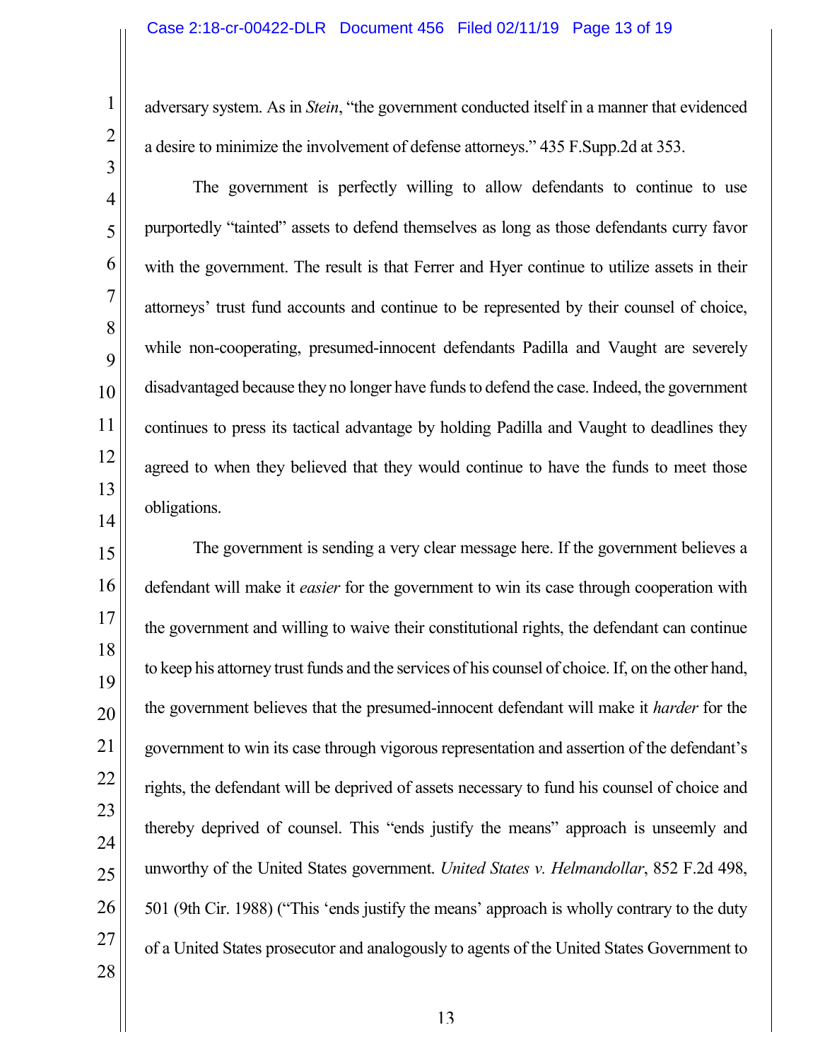adversary system. As in *Stein*, "the government conducted itself in a manner that evidenced a desire to minimize the involvement of defense attorneys." 435 F.Supp.2d at 353.

The government is perfectly willing to allow defendants to continue to use purportedly "tainted" assets to defend themselves as long as those defendants curry favor with the government. The result is that Ferrer and Hyer continue to utilize assets in their attorneys' trust fund accounts and continue to be represented by their counsel of choice, while non-cooperating, presumed-innocent defendants Padilla and Vaught are severely disadvantaged because they no longer have funds to defend the case. Indeed, the government continues to press its tactical advantage by holding Padilla and Vaught to deadlines they agreed to when they believed that they would continue to have the funds to meet those obligations.

The government is sending a very clear message here. If the government believes a defendant will make it *easier* for the government to win its case through cooperation with the government and willing to waive their constitutional rights, the defendant can continue to keep his attorney trust funds and the services of his counsel of choice. If, on the other hand, the government believes that the presumed-innocent defendant will make it *harder* for the government to win its case through vigorous representation and assertion of the defendant's rights, the defendant will be deprived of assets necessary to fund his counsel of choice and thereby deprived of counsel. This "ends justify the means" approach is unseemly and unworthy of the United States government. *United States v. Helmandollar*, 852 F.2d 498, 501 (9th Cir. 1988) ("This 'ends justify the means' approach is wholly contrary to the duty of a United States prosecutor and analogously to agents of the United States Government to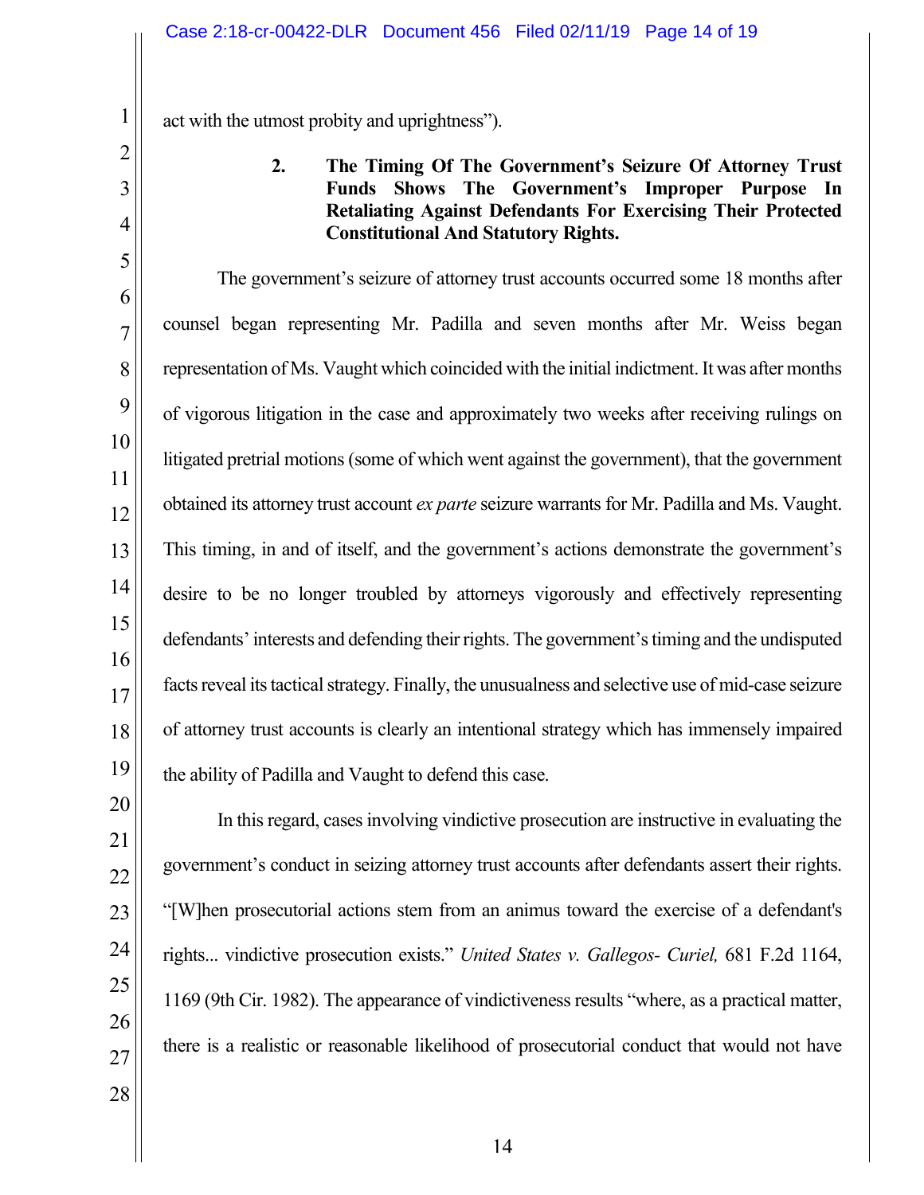act with the utmost probity and uprightness").

**2. The Timing Of The Government's Seizure Of Attorney Trust Funds Shows The Government's Improper Purpose In Retaliating Against Defendants For Exercising Their Protected Constitutional And Statutory Rights.**

The government's seizure of attorney trust accounts occurred some 18 months after counsel began representing Mr. Padilla and seven months after Mr. Weiss began representation of Ms. Vaught which coincided with the initial indictment. It was after months of vigorous litigation in the case and approximately two weeks after receiving rulings on litigated pretrial motions (some of which went against the government), that the government obtained its attorney trust account *ex parte* seizure warrants for Mr. Padilla and Ms. Vaught. This timing, in and of itself, and the government's actions demonstrate the government's desire to be no longer troubled by attorneys vigorously and effectively representing defendants' interests and defending their rights. The government's timing and the undisputed facts reveal its tactical strategy. Finally, the unusualness and selective use of mid-case seizure of attorney trust accounts is clearly an intentional strategy which has immensely impaired the ability of Padilla and Vaught to defend this case.

In this regard, cases involving vindictive prosecution are instructive in evaluating the government's conduct in seizing attorney trust accounts after defendants assert their rights. "[W]hen prosecutorial actions stem from an animus toward the exercise of a defendant's rights... vindictive prosecution exists." *United States v. Gallegos- Curiel,* 681 F.2d 1164, 1169 (9th Cir. 1982). The appearance of vindictiveness results "where, as a practical matter, there is a realistic or reasonable likelihood of prosecutorial conduct that would not have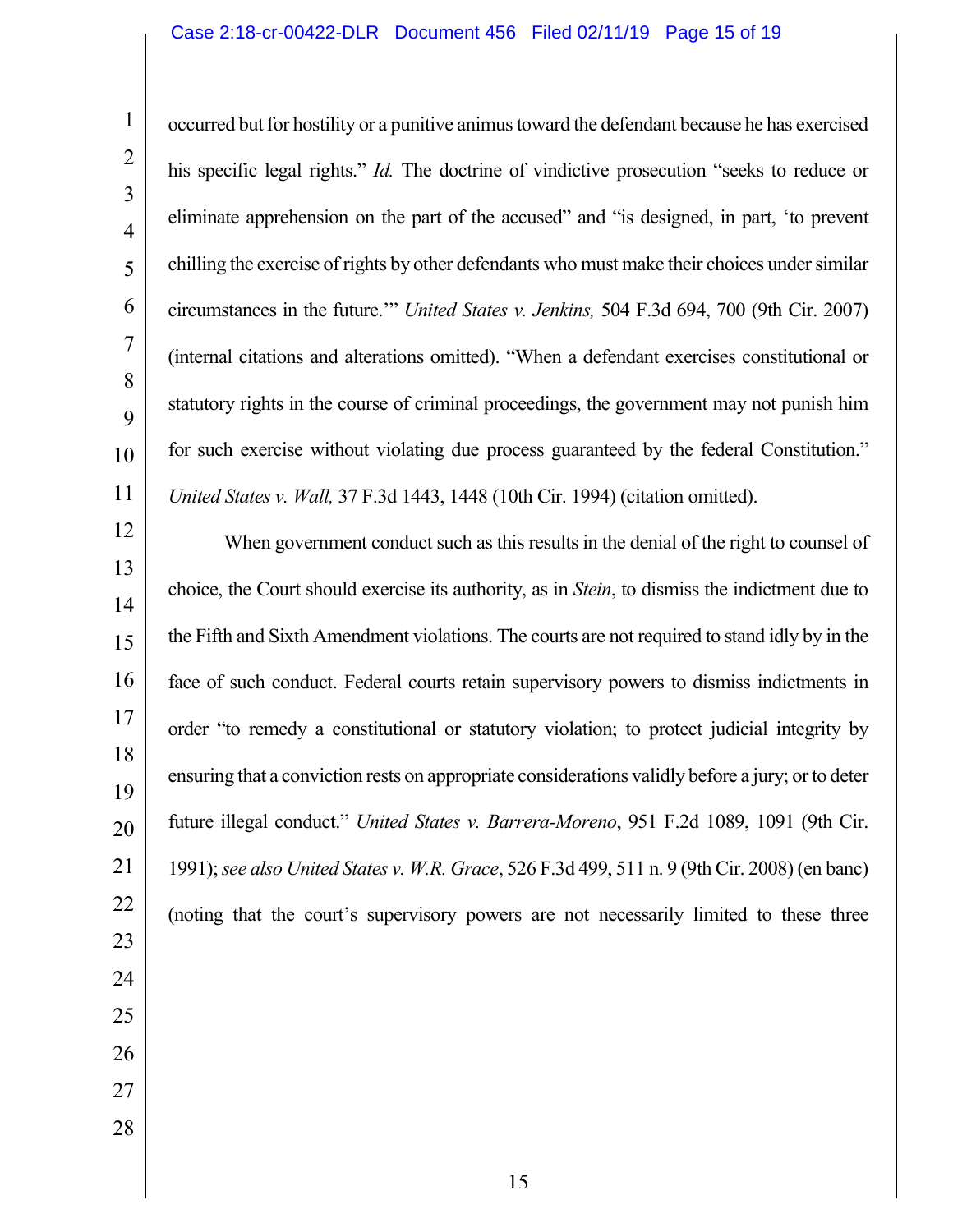occurred but for hostility or a punitive animus toward the defendant because he has exercised his specific legal rights." *Id.* The doctrine of vindictive prosecution "seeks to reduce or eliminate apprehension on the part of the accused" and "is designed, in part, 'to prevent chilling the exercise of rights by other defendants who must make their choices under similar circumstances in the future.'" *United States v. Jenkins,* 504 F.3d 694, 700 (9th Cir. 2007) (internal citations and alterations omitted). "When a defendant exercises constitutional or statutory rights in the course of criminal proceedings, the government may not punish him for such exercise without violating due process guaranteed by the federal Constitution." *United States v. Wall,* 37 F.3d 1443, 1448 (10th Cir. 1994) (citation omitted).

When government conduct such as this results in the denial of the right to counsel of choice, the Court should exercise its authority, as in *Stein*, to dismiss the indictment due to the Fifth and Sixth Amendment violations. The courts are not required to stand idly by in the face of such conduct. Federal courts retain supervisory powers to dismiss indictments in order "to remedy a constitutional or statutory violation; to protect judicial integrity by ensuring that a conviction rests on appropriate considerations validly before a jury; or to deter future illegal conduct." *United States v. Barrera-Moreno*, 951 F.2d 1089, 1091 (9th Cir. 1991); *see also United States v. W.R. Grace*, 526 F.3d 499, 511 n. 9 (9th Cir. 2008) (en banc) (noting that the court's supervisory powers are not necessarily limited to these three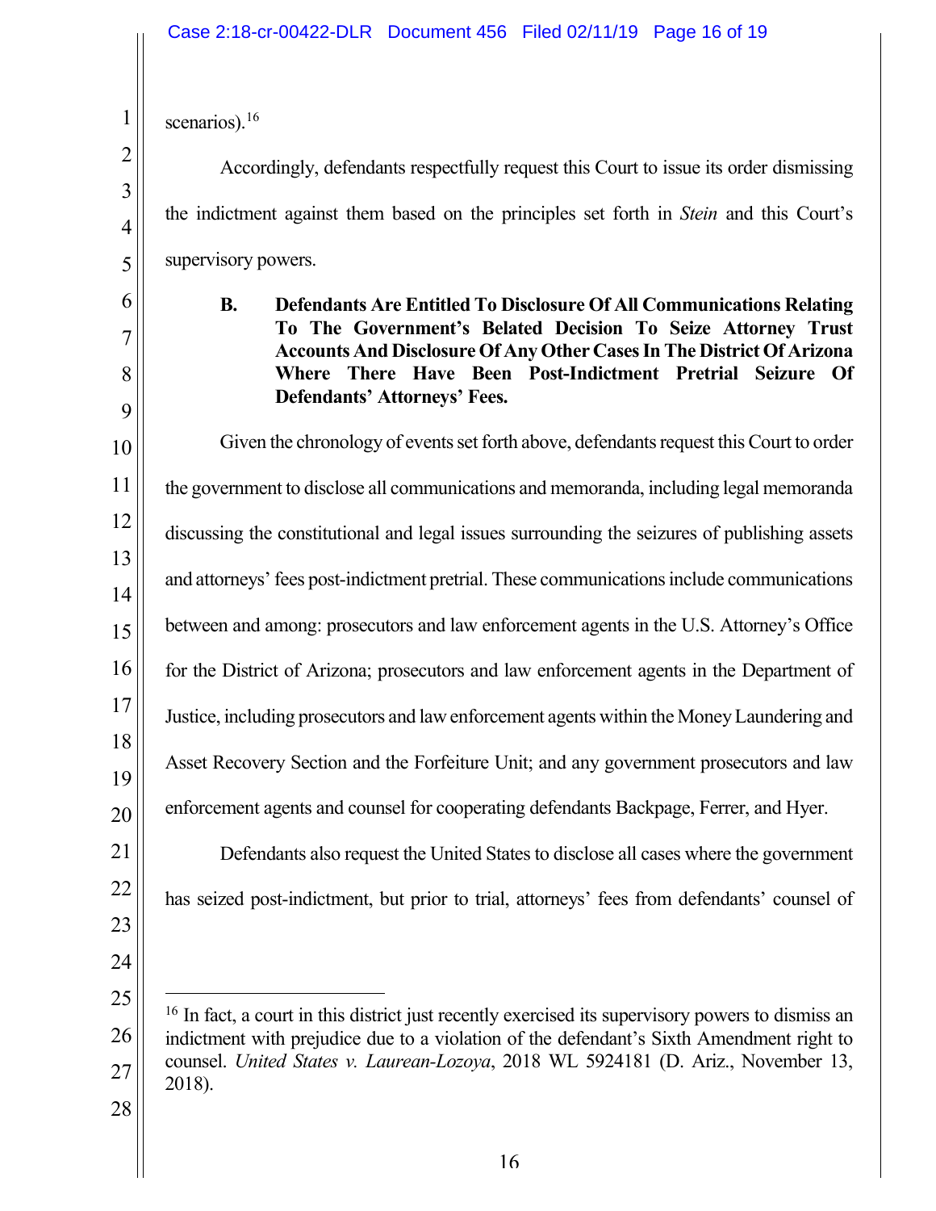scenarios).[16]

Accordingly, defendants respectfully request this Court to issue its order dismissing the indictment against them based on the principles set forth in *Stein* and this Court's supervisory powers.

**B. Defendants Are Entitled To Disclosure Of All Communications Relating To The Government's Belated Decision To Seize Attorney Trust Accounts And Disclosure Of Any Other Cases In The District Of Arizona Where There Have Been Post-Indictment Pretrial Seizure Of Defendants' Attorneys' Fees.**

Given the chronology of events set forth above, defendants request this Court to order the government to disclose all communications and memoranda, including legal memoranda discussing the constitutional and legal issues surrounding the seizures of publishing assets and attorneys' fees post-indictment pretrial. These communications include communications between and among: prosecutors and law enforcement agents in the U.S. Attorney's Office for the District of Arizona; prosecutors and law enforcement agents in the Department of Justice, including prosecutors and law enforcement agents within the Money Laundering and Asset Recovery Section and the Forfeiture Unit; and any government prosecutors and law enforcement agents and counsel for cooperating defendants Backpage, Ferrer, and Hyer.

Defendants also request the United States to disclose all cases where the government has seized post-indictment, but prior to trial, attorneys' fees from defendants' counsel of

---

[16] In fact, a court in this district just recently exercised its supervisory powers to dismiss an indictment with prejudice due to a violation of the defendant's Sixth Amendment right to counsel. *United States v. Laurean-Lozoya*, 2018 WL 5924181 (D. Ariz., November 13, 2018).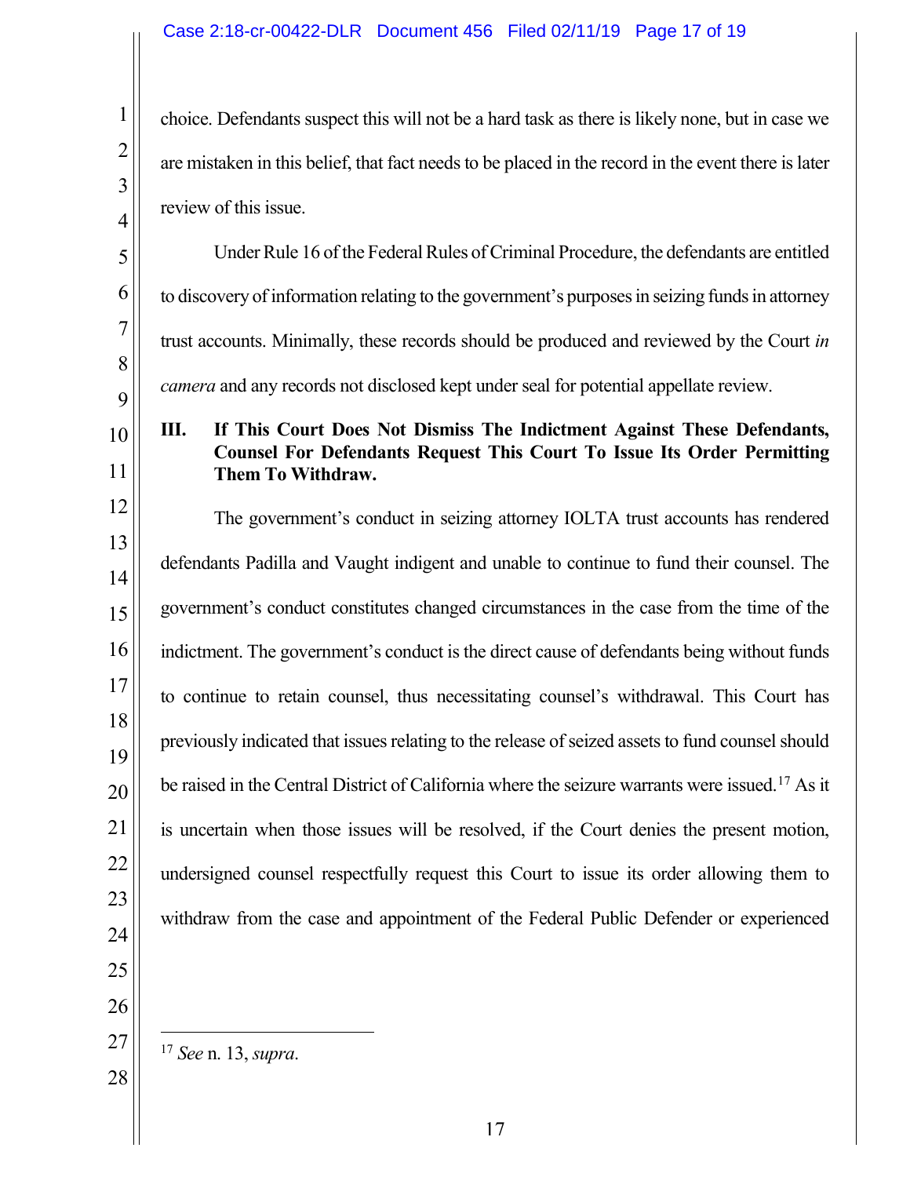choice. Defendants suspect this will not be a hard task as there is likely none, but in case we are mistaken in this belief, that fact needs to be placed in the record in the event there is later review of this issue.

Under Rule 16 of the Federal Rules of Criminal Procedure, the defendants are entitled to discovery of information relating to the government's purposes in seizing funds in attorney trust accounts. Minimally, these records should be produced and reviewed by the Court *in camera* and any records not disclosed kept under seal for potential appellate review.

### III. If This Court Does Not Dismiss The Indictment Against These Defendants, Counsel For Defendants Request This Court To Issue Its Order Permitting Them To Withdraw.

The government's conduct in seizing attorney IOLTA trust accounts has rendered defendants Padilla and Vaught indigent and unable to continue to fund their counsel. The government's conduct constitutes changed circumstances in the case from the time of the indictment. The government's conduct is the direct cause of defendants being without funds to continue to retain counsel, thus necessitating counsel's withdrawal. This Court has previously indicated that issues relating to the release of seized assets to fund counsel should be raised in the Central District of California where the seizure warrants were issued.[17] As it is uncertain when those issues will be resolved, if the Court denies the present motion, undersigned counsel respectfully request this Court to issue its order allowing them to withdraw from the case and appointment of the Federal Public Defender or experienced

---

[17] *See* n. 13, *supra*.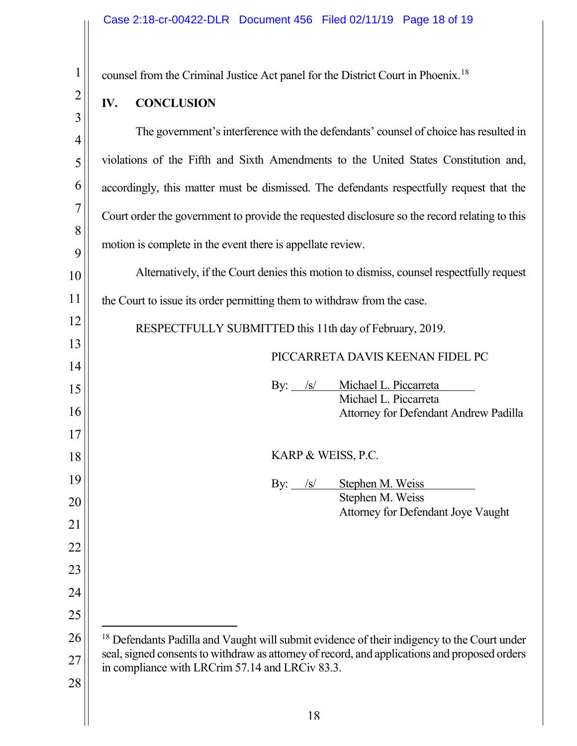counsel from the Criminal Justice Act panel for the District Court in Phoenix.[18]

## IV. CONCLUSION

The government's interference with the defendants' counsel of choice has resulted in violations of the Fifth and Sixth Amendments to the United States Constitution and, accordingly, this matter must be dismissed. The defendants respectfully request that the Court order the government to provide the requested disclosure so the record relating to this motion is complete in the event there is appellate review.

Alternatively, if the Court denies this motion to dismiss, counsel respectfully request the Court to issue its order permitting them to withdraw from the case.

RESPECTFULLY SUBMITTED this 11th day of February, 2019.

PICCARRETA DAVIS KEENAN FIDEL PC

By: /s/ Michael L. Piccarreta
Michael L. Piccarreta
Attorney for Defendant Andrew Padilla

KARP & WEISS, P.C.

By: /s/ Stephen M. Weiss
Stephen M. Weiss
Attorney for Defendant Joye Vaught

---

[18] Defendants Padilla and Vaught will submit evidence of their indigency to the Court under seal, signed consents to withdraw as attorney of record, and applications and proposed orders in compliance with LRCrim 57.14 and LRCiv 83.3.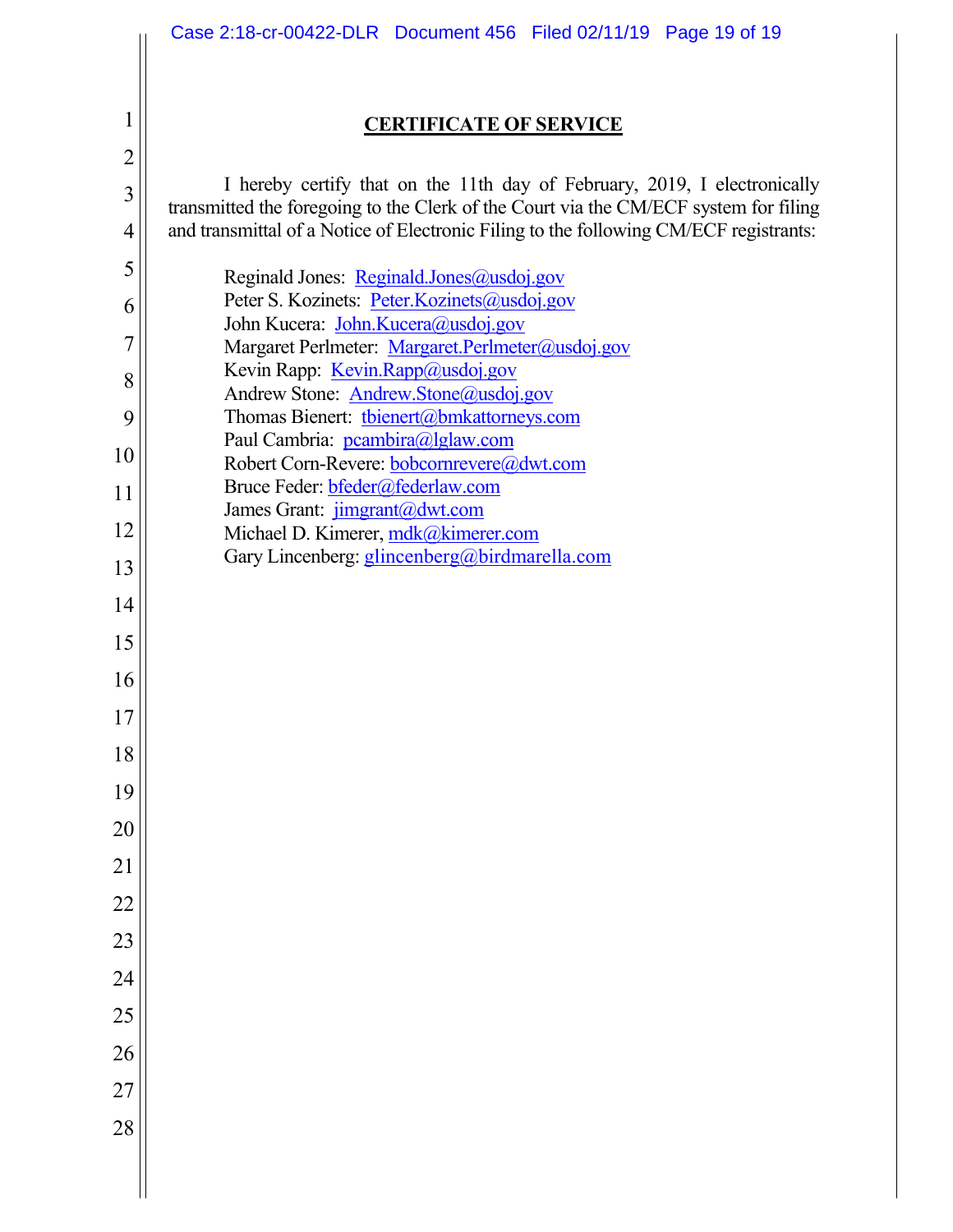# CERTIFICATE OF SERVICE

I hereby certify that on the 11th day of February, 2019, I electronically transmitted the foregoing to the Clerk of the Court via the CM/ECF system for filing and transmittal of a Notice of Electronic Filing to the following CM/ECF registrants:

Reginald Jones: Reginald.Jones@usdoj.gov
Peter S. Kozinets: Peter.Kozinets@usdoj.gov
John Kucera: John.Kucera@usdoj.gov
Margaret Perlmeter: Margaret.Perlmeter@usdoj.gov
Kevin Rapp: Kevin.Rapp@usdoj.gov
Andrew Stone: Andrew.Stone@usdoj.gov
Thomas Bienert: tbienert@bmkattorneys.com
Paul Cambria: pcambira@lglaw.com
Robert Corn-Revere: bobcornrevere@dwt.com
Bruce Feder: bfeder@federlaw.com
James Grant: jimgrant@dwt.com
Michael D. Kimerer, mdk@kimerer.com
Gary Lincenberg: glincenberg@birdmarella.com